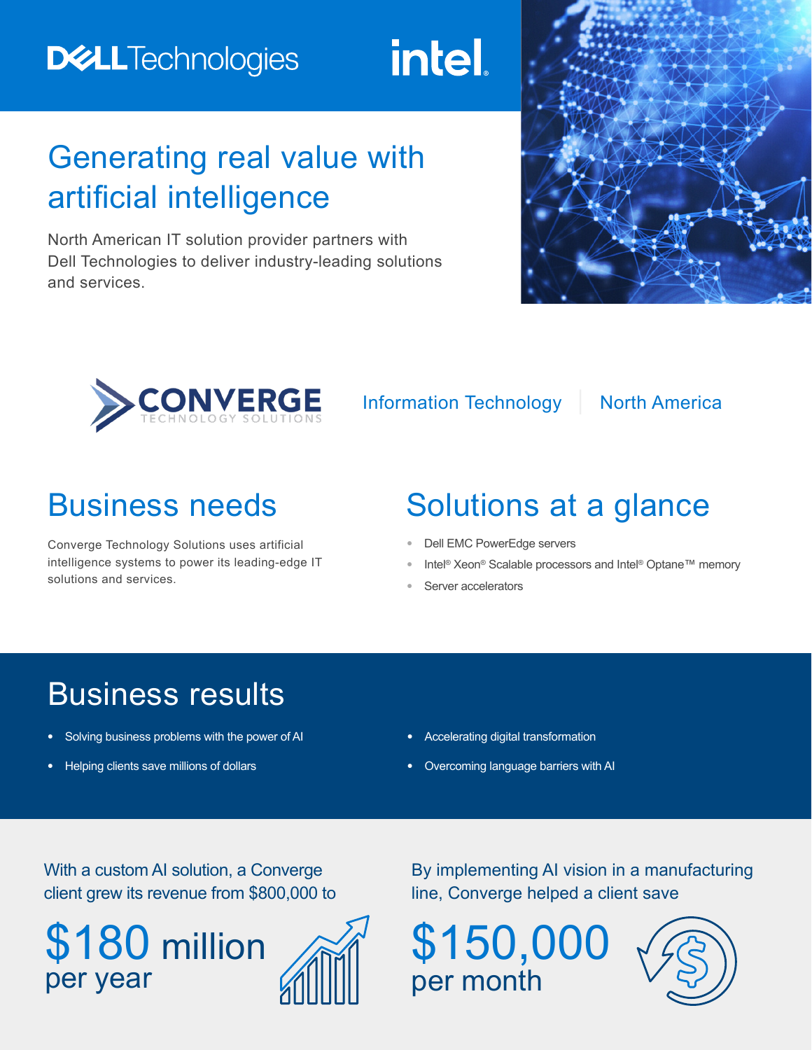Dell Technologies | intel

# Generating real value with artificial intelligence

North American IT solution provider partners with Dell Technologies to deliver industry-leading solutions and services.

CONVERGE TECHNOLOGY SOLUTIONS

Information Technology | North America

## Business needs

Converge Technology Solutions uses artificial intelligence systems to power its leading-edge IT solutions and services.

## Solutions at a glance

- Dell EMC PowerEdge servers
- Intel® Xeon® Scalable processors and Intel® Optane™ memory
- Server accelerators

## Business results

- Solving business problems with the power of AI
- Helping clients save millions of dollars
- Accelerating digital transformation
- Overcoming language barriers with AI

With a custom AI solution, a Converge client grew its revenue from $800,000 to

**$180 million per year**

By implementing AI vision in a manufacturing line, Converge helped a client save

**$150,000 per month**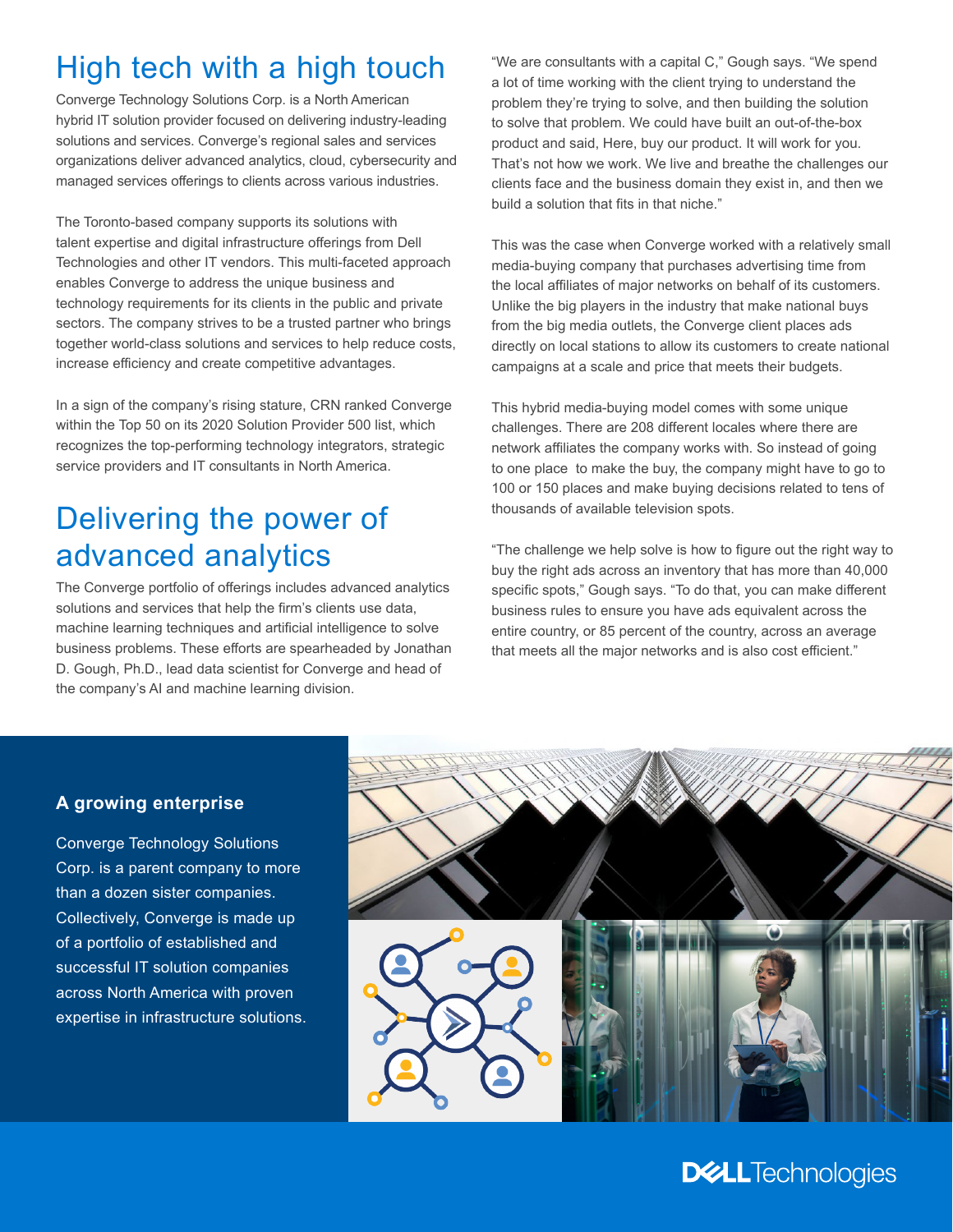## High tech with a high touch

Converge Technology Solutions Corp. is a North American hybrid IT solution provider focused on delivering industry-leading solutions and services. Converge's regional sales and services organizations deliver advanced analytics, cloud, cybersecurity and managed services offerings to clients across various industries.

The Toronto-based company supports its solutions with talent expertise and digital infrastructure offerings from Dell Technologies and other IT vendors. This multi-faceted approach enables Converge to address the unique business and technology requirements for its clients in the public and private sectors. The company strives to be a trusted partner who brings together world-class solutions and services to help reduce costs, increase efficiency and create competitive advantages.

In a sign of the company's rising stature, CRN ranked Converge within the Top 50 on its 2020 Solution Provider 500 list, which recognizes the top-performing technology integrators, strategic service providers and IT consultants in North America.

## Delivering the power of advanced analytics

The Converge portfolio of offerings includes advanced analytics solutions and services that help the firm's clients use data, machine learning techniques and artificial intelligence to solve business problems. These efforts are spearheaded by Jonathan D. Gough, Ph.D., lead data scientist for Converge and head of the company's AI and machine learning division.

"We are consultants with a capital C," Gough says. "We spend a lot of time working with the client trying to understand the problem they're trying to solve, and then building the solution to solve that problem. We could have built an out-of-the-box product and said, Here, buy our product. It will work for you. That's not how we work. We live and breathe the challenges our clients face and the business domain they exist in, and then we build a solution that fits in that niche."

This was the case when Converge worked with a relatively small media-buying company that purchases advertising time from the local affiliates of major networks on behalf of its customers. Unlike the big players in the industry that make national buys from the big media outlets, the Converge client places ads directly on local stations to allow its customers to create national campaigns at a scale and price that meets their budgets.

This hybrid media-buying model comes with some unique challenges. There are 208 different locales where there are network affiliates the company works with. So instead of going to one place to make the buy, the company might have to go to 100 or 150 places and make buying decisions related to tens of thousands of available television spots.

"The challenge we help solve is how to figure out the right way to buy the right ads across an inventory that has more than 40,000 specific spots," Gough says. "To do that, you can make different business rules to ensure you have ads equivalent across the entire country, or 85 percent of the country, across an average that meets all the major networks and is also cost efficient."

### A growing enterprise

Converge Technology Solutions Corp. is a parent company to more than a dozen sister companies. Collectively, Converge is made up of a portfolio of established and successful IT solution companies across North America with proven expertise in infrastructure solutions.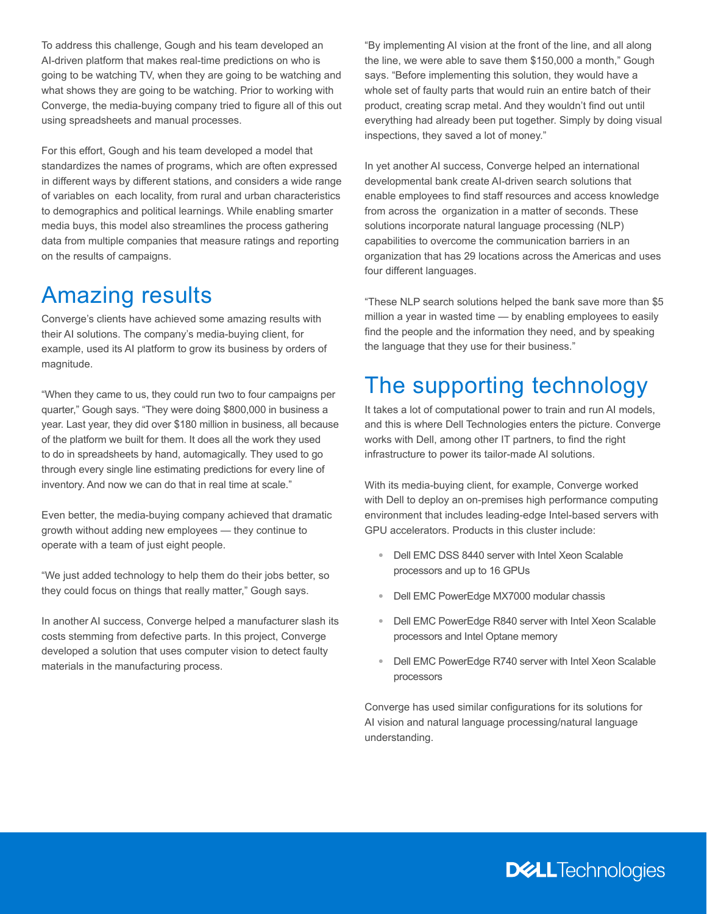To address this challenge, Gough and his team developed an AI-driven platform that makes real-time predictions on who is going to be watching TV, when they are going to be watching and what shows they are going to be watching. Prior to working with Converge, the media-buying company tried to figure all of this out using spreadsheets and manual processes.

For this effort, Gough and his team developed a model that standardizes the names of programs, which are often expressed in different ways by different stations, and considers a wide range of variables on each locality, from rural and urban characteristics to demographics and political learnings. While enabling smarter media buys, this model also streamlines the process gathering data from multiple companies that measure ratings and reporting on the results of campaigns.

## Amazing results

Converge's clients have achieved some amazing results with their AI solutions. The company's media-buying client, for example, used its AI platform to grow its business by orders of magnitude.

"When they came to us, they could run two to four campaigns per quarter," Gough says. "They were doing $800,000 in business a year. Last year, they did over $180 million in business, all because of the platform we built for them. It does all the work they used to do in spreadsheets by hand, automagically. They used to go through every single line estimating predictions for every line of inventory. And now we can do that in real time at scale."

Even better, the media-buying company achieved that dramatic growth without adding new employees — they continue to operate with a team of just eight people.

"We just added technology to help them do their jobs better, so they could focus on things that really matter," Gough says.

In another AI success, Converge helped a manufacturer slash its costs stemming from defective parts. In this project, Converge developed a solution that uses computer vision to detect faulty materials in the manufacturing process.

"By implementing AI vision at the front of the line, and all along the line, we were able to save them $150,000 a month," Gough says. "Before implementing this solution, they would have a whole set of faulty parts that would ruin an entire batch of their product, creating scrap metal. And they wouldn't find out until everything had already been put together. Simply by doing visual inspections, they saved a lot of money."

In yet another AI success, Converge helped an international developmental bank create AI-driven search solutions that enable employees to find staff resources and access knowledge from across the organization in a matter of seconds. These solutions incorporate natural language processing (NLP) capabilities to overcome the communication barriers in an organization that has 29 locations across the Americas and uses four different languages.

"These NLP search solutions helped the bank save more than $5 million a year in wasted time — by enabling employees to easily find the people and the information they need, and by speaking the language that they use for their business."

## The supporting technology

It takes a lot of computational power to train and run AI models, and this is where Dell Technologies enters the picture. Converge works with Dell, among other IT partners, to find the right infrastructure to power its tailor-made AI solutions.

With its media-buying client, for example, Converge worked with Dell to deploy an on-premises high performance computing environment that includes leading-edge Intel-based servers with GPU accelerators. Products in this cluster include:

- Dell EMC DSS 8440 server with Intel Xeon Scalable processors and up to 16 GPUs
- Dell EMC PowerEdge MX7000 modular chassis
- Dell EMC PowerEdge R840 server with Intel Xeon Scalable processors and Intel Optane memory
- Dell EMC PowerEdge R740 server with Intel Xeon Scalable processors

Converge has used similar configurations for its solutions for AI vision and natural language processing/natural language understanding.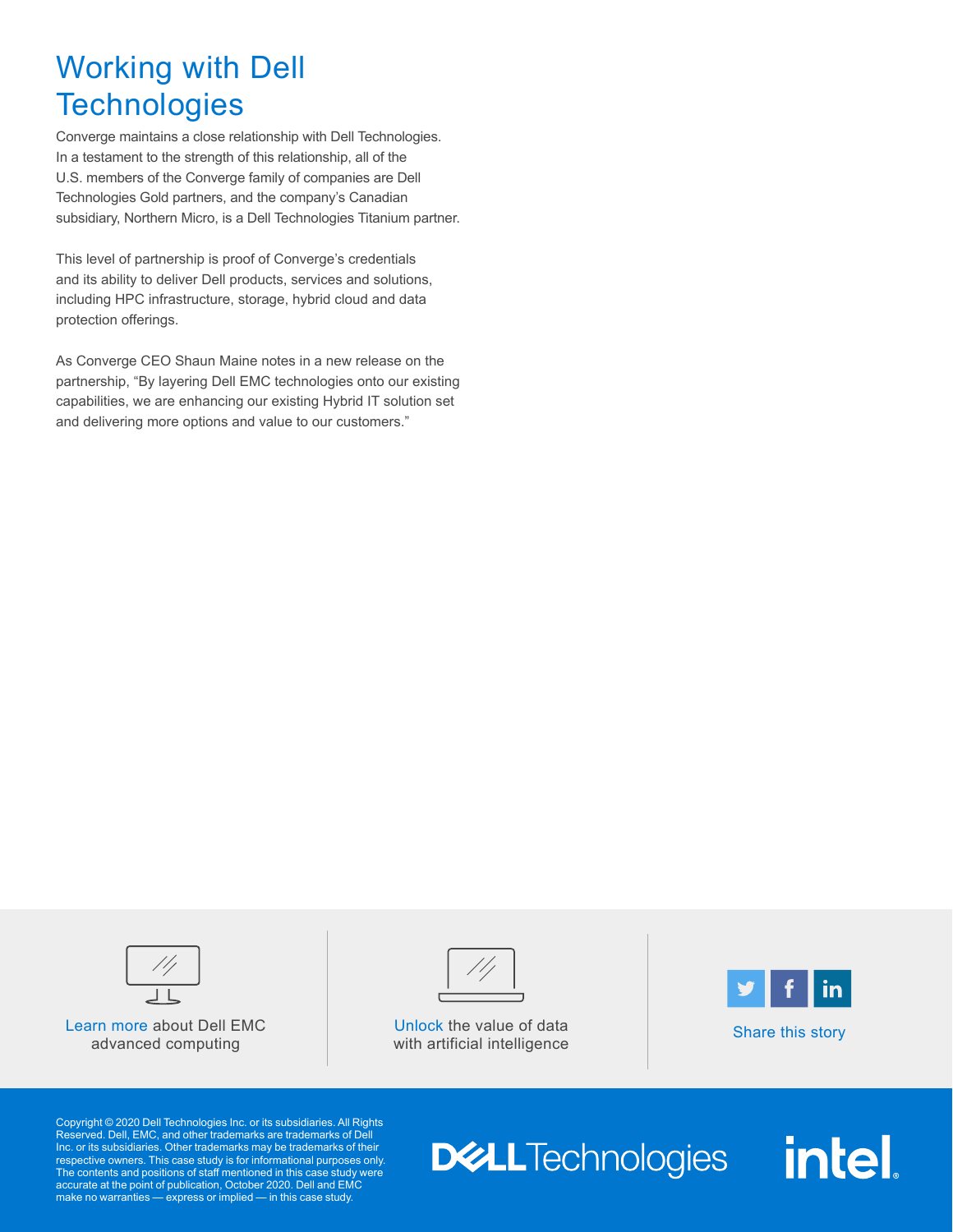# Working with Dell Technologies

Converge maintains a close relationship with Dell Technologies. In a testament to the strength of this relationship, all of the U.S. members of the Converge family of companies are Dell Technologies Gold partners, and the company's Canadian subsidiary, Northern Micro, is a Dell Technologies Titanium partner.

This level of partnership is proof of Converge's credentials and its ability to deliver Dell products, services and solutions, including HPC infrastructure, storage, hybrid cloud and data protection offerings.

As Converge CEO Shaun Maine notes in a new release on the partnership, "By layering Dell EMC technologies onto our existing capabilities, we are enhancing our existing Hybrid IT solution set and delivering more options and value to our customers."

Learn more about Dell EMC advanced computing

Unlock the value of data with artificial intelligence

Share this story

Copyright © 2020 Dell Technologies Inc. or its subsidiaries. All Rights Reserved. Dell, EMC, and other trademarks are trademarks of Dell Inc. or its subsidiaries. Other trademarks may be trademarks of their respective owners. This case study is for informational purposes only. The contents and positions of staff mentioned in this case study were accurate at the point of publication, October 2020. Dell and EMC make no warranties — express or implied — in this case study.